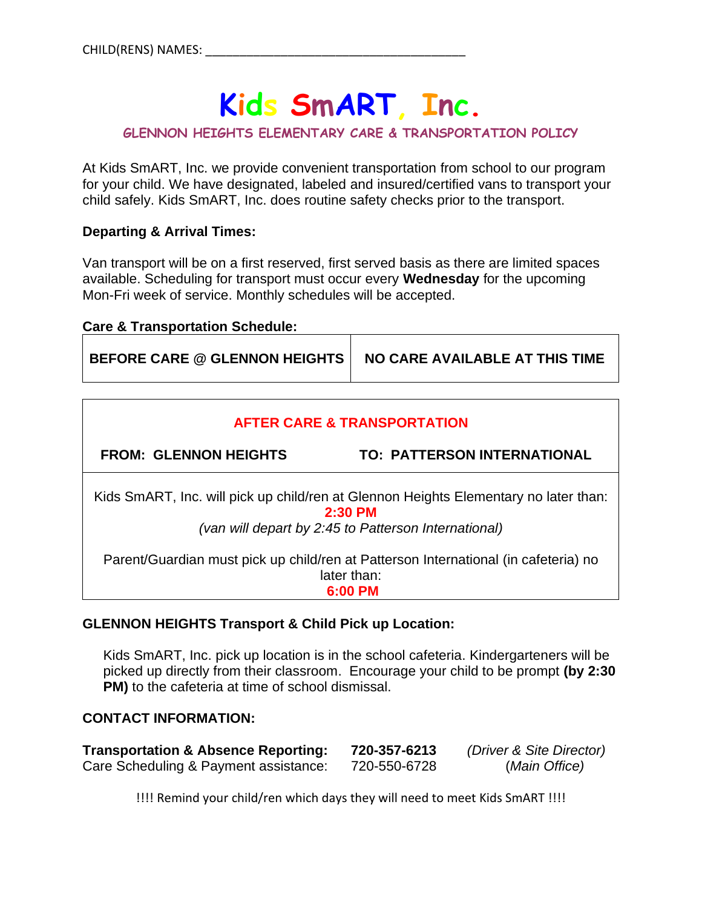CHILD(RENS) NAMES: ______________________________________

# Kids SmART, Inc.

## GLENNON HEIGHTS ELEMENTARY CARE & TRANSPORTATION POLICY

At Kids SmART, Inc. we provide convenient transportation from school to our program for your child. We have designated, labeled and insured/certified vans to transport your child safely. Kids SmART, Inc. does routine safety checks prior to the transport.

**Departing & Arrival Times:**

Van transport will be on a first reserved, first served basis as there are limited spaces available. Scheduling for transport must occur every **Wednesday** for the upcoming Mon-Fri week of service. Monthly schedules will be accepted.

**Care & Transportation Schedule:**

| | |
|---|---|
| **BEFORE CARE @ GLENNON HEIGHTS** | **NO CARE AVAILABLE AT THIS TIME** |

**AFTER CARE & TRANSPORTATION**

**FROM: GLENNON HEIGHTS** **TO: PATTERSON INTERNATIONAL**

Kids SmART, Inc. will pick up child/ren at Glennon Heights Elementary no later than: **2:30 PM**
*(van will depart by 2:45 to Patterson International)*

Parent/Guardian must pick up child/ren at Patterson International (in cafeteria) no later than: **6:00 PM**

**GLENNON HEIGHTS Transport & Child Pick up Location:**

Kids SmART, Inc. pick up location is in the school cafeteria. Kindergarteners will be picked up directly from their classroom. Encourage your child to be prompt **(by 2:30 PM)** to the cafeteria at time of school dismissal.

**CONTACT INFORMATION:**

| | | |
|---|---|---|
| **Transportation & Absence Reporting:** | **720-357-6213** | *(Driver & Site Director)* |
| Care Scheduling & Payment assistance: | 720-550-6728 | *(Main Office)* |

!!!! Remind your child/ren which days they will need to meet Kids SmART !!!!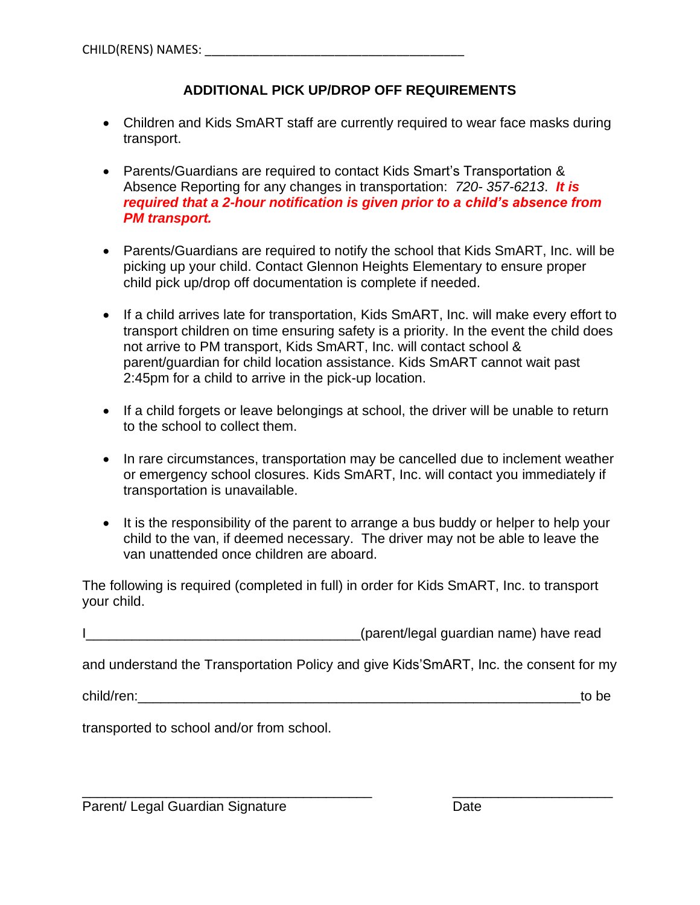CHILD(RENS) NAMES: ______________________________________

## ADDITIONAL PICK UP/DROP OFF REQUIREMENTS

- Children and Kids SmART staff are currently required to wear face masks during transport.
- Parents/Guardians are required to contact Kids Smart's Transportation & Absence Reporting for any changes in transportation: *720- 357-6213*. ***It is required that a 2-hour notification is given prior to a child's absence from PM transport.***
- Parents/Guardians are required to notify the school that Kids SmART, Inc. will be picking up your child. Contact Glennon Heights Elementary to ensure proper child pick up/drop off documentation is complete if needed.
- If a child arrives late for transportation, Kids SmART, Inc. will make every effort to transport children on time ensuring safety is a priority. In the event the child does not arrive to PM transport, Kids SmART, Inc. will contact school & parent/guardian for child location assistance. Kids SmART cannot wait past 2:45pm for a child to arrive in the pick-up location.
- If a child forgets or leave belongings at school, the driver will be unable to return to the school to collect them.
- In rare circumstances, transportation may be cancelled due to inclement weather or emergency school closures. Kids SmART, Inc. will contact you immediately if transportation is unavailable.
- It is the responsibility of the parent to arrange a bus buddy or helper to help your child to the van, if deemed necessary. The driver may not be able to leave the van unattended once children are aboard.

The following is required (completed in full) in order for Kids SmART, Inc. to transport your child.

I___________________________________(parent/legal guardian name) have read

and understand the Transportation Policy and give Kids'SmART, Inc. the consent for my

child/ren:_________________________________________________________to be

transported to school and/or from school.

_______________________________________ _____________________

Parent/ Legal Guardian Signature Date